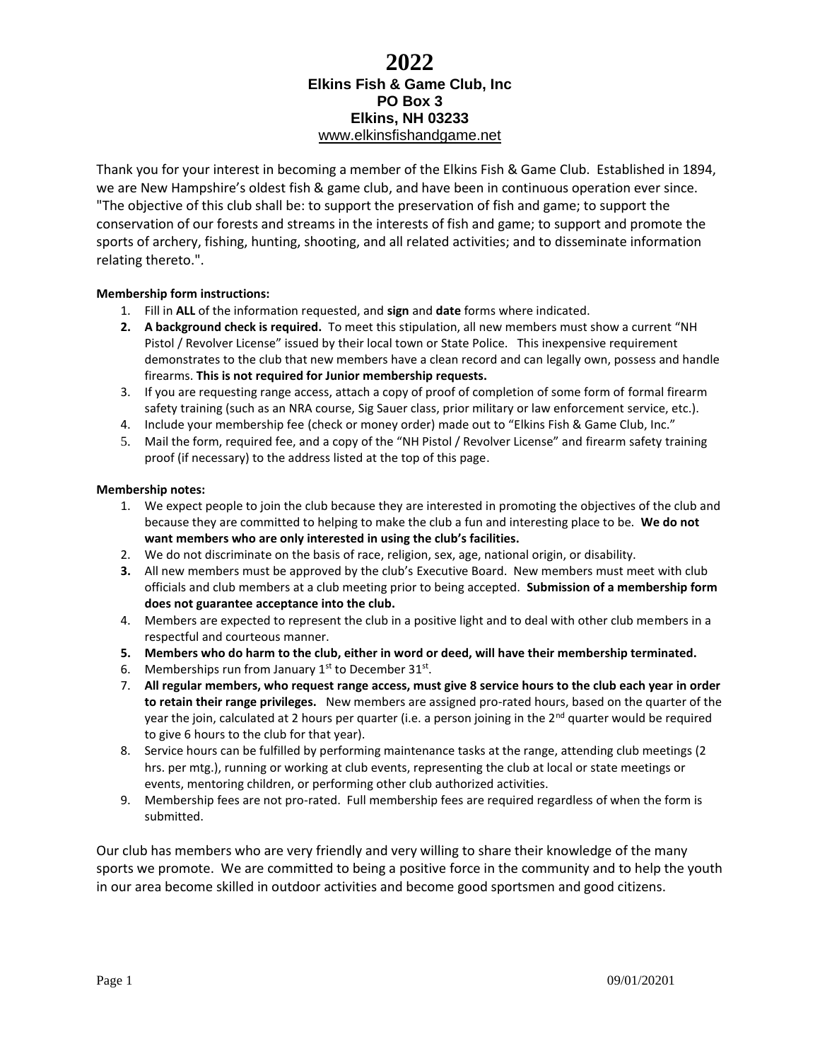# 2022

## Elkins Fish & Game Club, Inc
## PO Box 3
## Elkins, NH 03233
## www.elkinsfishandgame.net

Thank you for your interest in becoming a member of the Elkins Fish & Game Club. Established in 1894, we are New Hampshire's oldest fish & game club, and have been in continuous operation ever since. "The objective of this club shall be: to support the preservation of fish and game; to support the conservation of our forests and streams in the interests of fish and game; to support and promote the sports of archery, fishing, hunting, shooting, and all related activities; and to disseminate information relating thereto.".

**Membership form instructions:**

1. Fill in **ALL** of the information requested, and **sign** and **date** forms where indicated.
2. **A background check is required.** To meet this stipulation, all new members must show a current "NH Pistol / Revolver License" issued by their local town or State Police. This inexpensive requirement demonstrates to the club that new members have a clean record and can legally own, possess and handle firearms. **This is not required for Junior membership requests.**
3. If you are requesting range access, attach a copy of proof of completion of some form of formal firearm safety training (such as an NRA course, Sig Sauer class, prior military or law enforcement service, etc.).
4. Include your membership fee (check or money order) made out to "Elkins Fish & Game Club, Inc."
5. Mail the form, required fee, and a copy of the "NH Pistol / Revolver License" and firearm safety training proof (if necessary) to the address listed at the top of this page.

**Membership notes:**

1. We expect people to join the club because they are interested in promoting the objectives of the club and because they are committed to helping to make the club a fun and interesting place to be. **We do not want members who are only interested in using the club's facilities.**
2. We do not discriminate on the basis of race, religion, sex, age, national origin, or disability.
3. All new members must be approved by the club's Executive Board. New members must meet with club officials and club members at a club meeting prior to being accepted. **Submission of a membership form does not guarantee acceptance into the club.**
4. Members are expected to represent the club in a positive light and to deal with other club members in a respectful and courteous manner.
5. **Members who do harm to the club, either in word or deed, will have their membership terminated.**
6. Memberships run from January 1st to December 31st.
7. **All regular members, who request range access, must give 8 service hours to the club each year in order to retain their range privileges.** New members are assigned pro-rated hours, based on the quarter of the year the join, calculated at 2 hours per quarter (i.e. a person joining in the 2nd quarter would be required to give 6 hours to the club for that year).
8. Service hours can be fulfilled by performing maintenance tasks at the range, attending club meetings (2 hrs. per mtg.), running or working at club events, representing the club at local or state meetings or events, mentoring children, or performing other club authorized activities.
9. Membership fees are not pro-rated. Full membership fees are required regardless of when the form is submitted.

Our club has members who are very friendly and very willing to share their knowledge of the many sports we promote. We are committed to being a positive force in the community and to help the youth in our area become skilled in outdoor activities and become good sportsmen and good citizens.

09/01/20201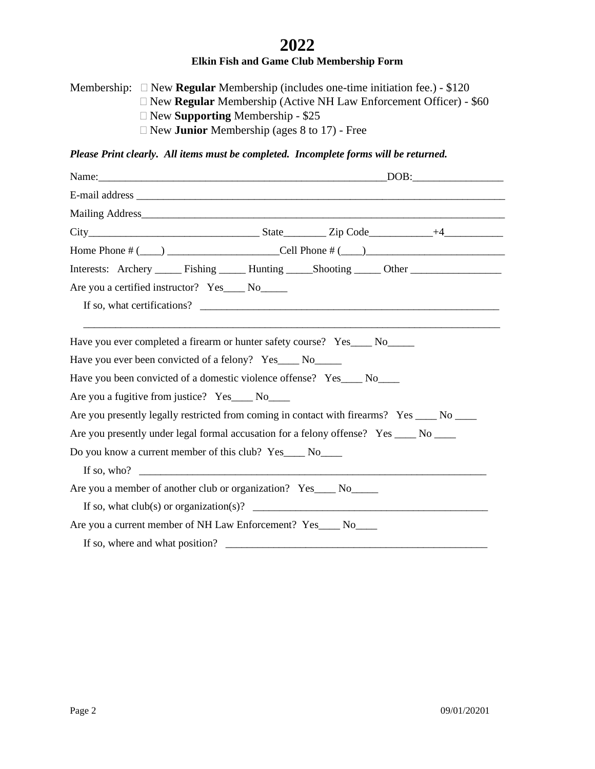# 2022

### Elkin Fish and Game Club Membership Form

Membership:
- ☐ New **Regular** Membership (includes one-time initiation fee.) - $120
- ☐ New **Regular** Membership (Active NH Law Enforcement Officer) - $60
- ☐ New **Supporting** Membership - $25
- ☐ New **Junior** Membership (ages 8 to 17) - Free

***Please Print clearly. All items must be completed. Incomplete forms will be returned.***

Name:_______________________________________________________DOB:_________________

E-mail address ______________________________________________________________________

Mailing Address_____________________________________________________________________

City________________________________ State________ Zip Code____________+4___________

Home Phone # (____) _____________________Cell Phone # (____)__________________________

Interests: Archery _____ Fishing _____ Hunting _____Shooting _____ Other _________________

Are you a certified instructor? Yes____ No_____

If so, what certifications? __________________________________________________________

________________________________________________________________________________

Have you ever completed a firearm or hunter safety course? Yes____ No_____

Have you ever been convicted of a felony? Yes____ No_____

Have you been convicted of a domestic violence offense? Yes____ No____

Are you a fugitive from justice? Yes____ No____

Are you presently legally restricted from coming in contact with firearms? Yes ____ No ____

Are you presently under legal formal accusation for a felony offense? Yes ____ No ____

Do you know a current member of this club? Yes____ No____

If so, who? __________________________________________________________________

Are you a member of another club or organization? Yes____ No_____

If so, what club(s) or organization(s)? ____________________________________________

Are you a current member of NH Law Enforcement? Yes____ No____

If so, where and what position? __________________________________________________

09/01/20201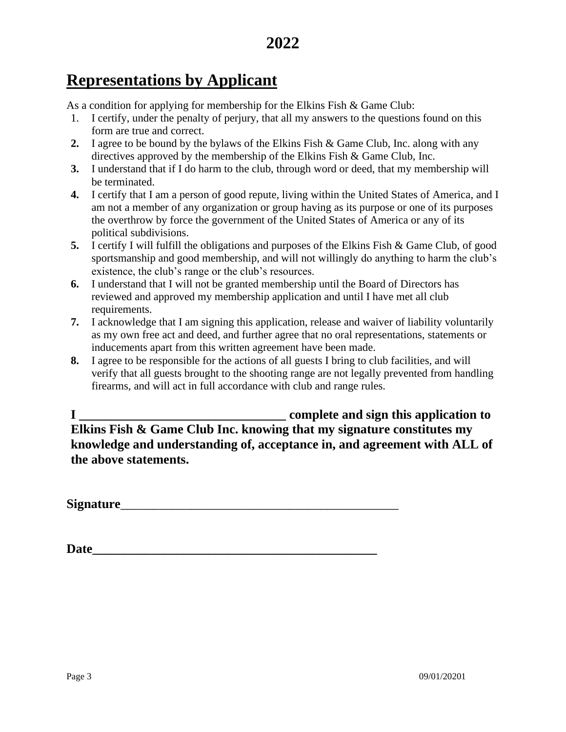# 2022

## Representations by Applicant

As a condition for applying for membership for the Elkins Fish & Game Club:

1. I certify, under the penalty of perjury, that all my answers to the questions found on this form are true and correct.
2. I agree to be bound by the bylaws of the Elkins Fish & Game Club, Inc. along with any directives approved by the membership of the Elkins Fish & Game Club, Inc.
3. I understand that if I do harm to the club, through word or deed, that my membership will be terminated.
4. I certify that I am a person of good repute, living within the United States of America, and I am not a member of any organization or group having as its purpose or one of its purposes the overthrow by force the government of the United States of America or any of its political subdivisions.
5. I certify I will fulfill the obligations and purposes of the Elkins Fish & Game Club, of good sportsmanship and good membership, and will not willingly do anything to harm the club's existence, the club's range or the club's resources.
6. I understand that I will not be granted membership until the Board of Directors has reviewed and approved my membership application and until I have met all club requirements.
7. I acknowledge that I am signing this application, release and waiver of liability voluntarily as my own free act and deed, and further agree that no oral representations, statements or inducements apart from this written agreement have been made.
8. I agree to be responsible for the actions of all guests I bring to club facilities, and will verify that all guests brought to the shooting range are not legally prevented from handling firearms, and will act in full accordance with club and range rules.

**I ________________________________ complete and sign this application to Elkins Fish & Game Club Inc. knowing that my signature constitutes my knowledge and understanding of, acceptance in, and agreement with ALL of the above statements.**

**Signature**_____________________________________________

**Date**_____________________________________________

09/01/20201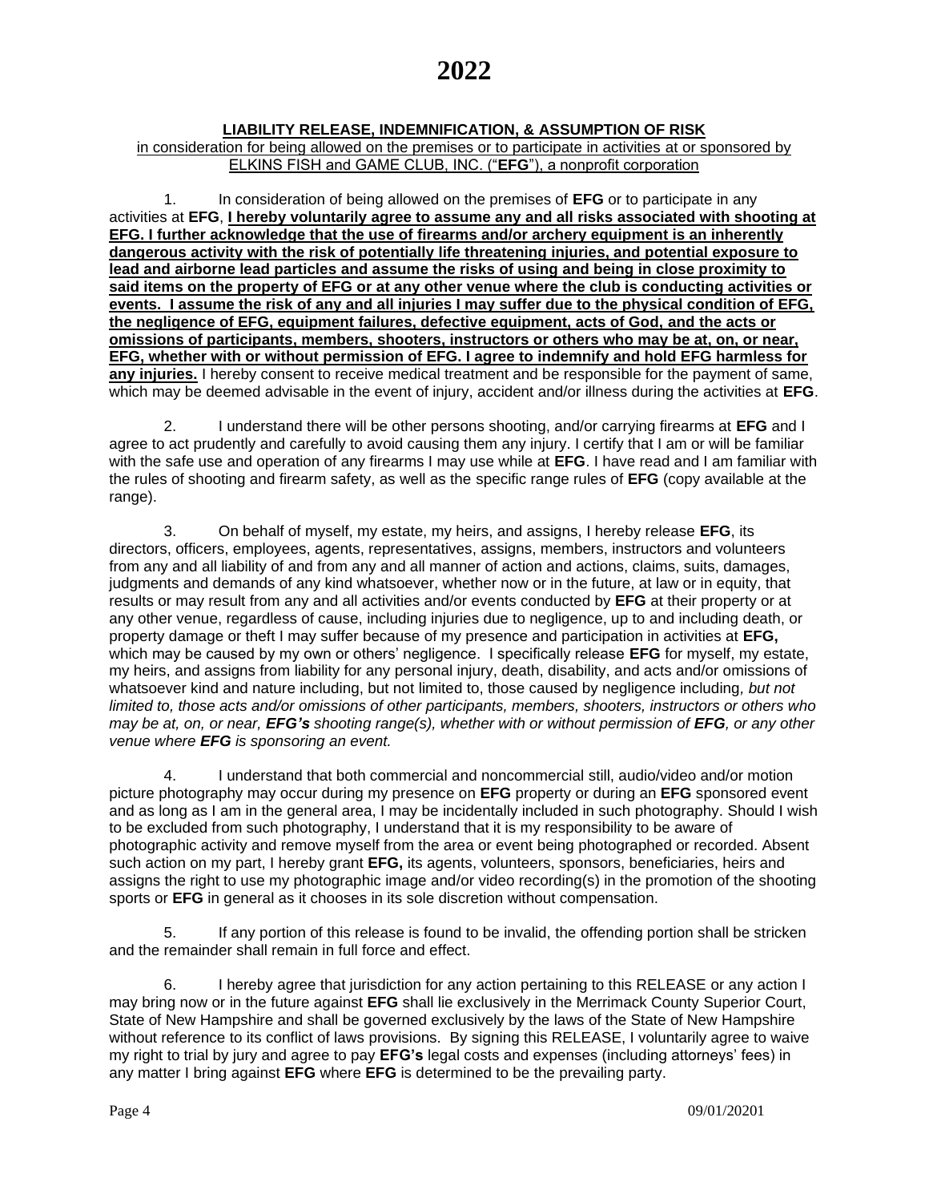# 2022

**LIABILITY RELEASE, INDEMNIFICATION, & ASSUMPTION OF RISK**

in consideration for being allowed on the premises or to participate in activities at or sponsored by ELKINS FISH and GAME CLUB, INC. ("**EFG**"), a nonprofit corporation

1. In consideration of being allowed on the premises of **EFG** or to participate in any activities at **EFG**, **I hereby voluntarily agree to assume any and all risks associated with shooting at EFG. I further acknowledge that the use of firearms and/or archery equipment is an inherently dangerous activity with the risk of potentially life threatening injuries, and potential exposure to lead and airborne lead particles and assume the risks of using and being in close proximity to said items on the property of EFG or at any other venue where the club is conducting activities or events. I assume the risk of any and all injuries I may suffer due to the physical condition of EFG, the negligence of EFG, equipment failures, defective equipment, acts of God, and the acts or omissions of participants, members, shooters, instructors or others who may be at, on, or near, EFG, whether with or without permission of EFG. I agree to indemnify and hold EFG harmless for any injuries.** I hereby consent to receive medical treatment and be responsible for the payment of same, which may be deemed advisable in the event of injury, accident and/or illness during the activities at **EFG**.

2. I understand there will be other persons shooting, and/or carrying firearms at **EFG** and I agree to act prudently and carefully to avoid causing them any injury. I certify that I am or will be familiar with the safe use and operation of any firearms I may use while at **EFG**. I have read and I am familiar with the rules of shooting and firearm safety, as well as the specific range rules of **EFG** (copy available at the range).

3. On behalf of myself, my estate, my heirs, and assigns, I hereby release **EFG**, its directors, officers, employees, agents, representatives, assigns, members, instructors and volunteers from any and all liability of and from any and all manner of action and actions, claims, suits, damages, judgments and demands of any kind whatsoever, whether now or in the future, at law or in equity, that results or may result from any and all activities and/or events conducted by **EFG** at their property or at any other venue, regardless of cause, including injuries due to negligence, up to and including death, or property damage or theft I may suffer because of my presence and participation in activities at **EFG,** which may be caused by my own or others' negligence. I specifically release **EFG** for myself, my estate, my heirs, and assigns from liability for any personal injury, death, disability, and acts and/or omissions of whatsoever kind and nature including, but not limited to, those caused by negligence including*, but not limited to, those acts and/or omissions of other participants, members, shooters, instructors or others who may be at, on, or near, **EFG's** shooting range(s), whether with or without permission of **EFG**, or any other venue where **EFG** is sponsoring an event.*

4. I understand that both commercial and noncommercial still, audio/video and/or motion picture photography may occur during my presence on **EFG** property or during an **EFG** sponsored event and as long as I am in the general area, I may be incidentally included in such photography. Should I wish to be excluded from such photography, I understand that it is my responsibility to be aware of photographic activity and remove myself from the area or event being photographed or recorded. Absent such action on my part, I hereby grant **EFG,** its agents, volunteers, sponsors, beneficiaries, heirs and assigns the right to use my photographic image and/or video recording(s) in the promotion of the shooting sports or **EFG** in general as it chooses in its sole discretion without compensation.

5. If any portion of this release is found to be invalid, the offending portion shall be stricken and the remainder shall remain in full force and effect.

6. I hereby agree that jurisdiction for any action pertaining to this RELEASE or any action I may bring now or in the future against **EFG** shall lie exclusively in the Merrimack County Superior Court, State of New Hampshire and shall be governed exclusively by the laws of the State of New Hampshire without reference to its conflict of laws provisions. By signing this RELEASE, I voluntarily agree to waive my right to trial by jury and agree to pay **EFG's** legal costs and expenses (including attorneys' fees) in any matter I bring against **EFG** where **EFG** is determined to be the prevailing party.

09/01/20201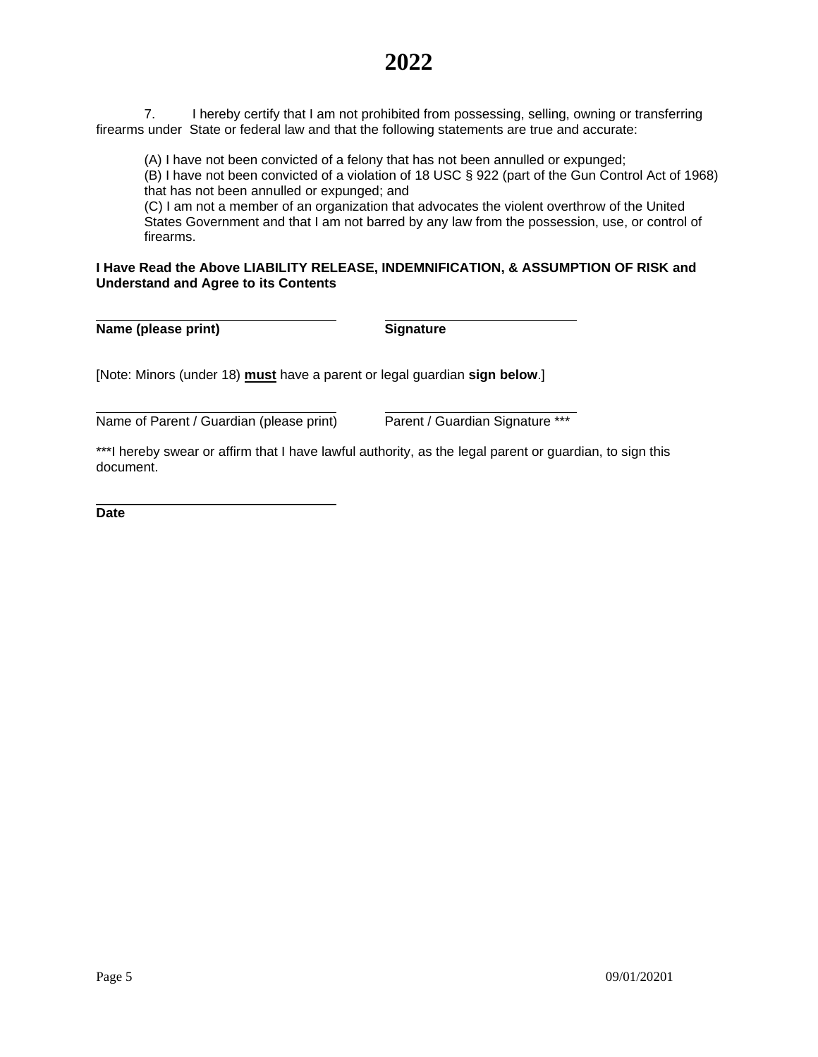# 2022

7. I hereby certify that I am not prohibited from possessing, selling, owning or transferring firearms under State or federal law and that the following statements are true and accurate:

(A) I have not been convicted of a felony that has not been annulled or expunged;
(B) I have not been convicted of a violation of 18 USC § 922 (part of the Gun Control Act of 1968) that has not been annulled or expunged; and
(C) I am not a member of an organization that advocates the violent overthrow of the United States Government and that I am not barred by any law from the possession, use, or control of firearms.

**I Have Read the Above LIABILITY RELEASE, INDEMNIFICATION, & ASSUMPTION OF RISK and Understand and Agree to its Contents**

| | |
|---|---|
| **Name (please print)** | **Signature** |

[Note: Minors (under 18) **must** have a parent or legal guardian **sign below**.]

| | |
|---|---|
| Name of Parent / Guardian (please print) | Parent / Guardian Signature *** |

***I hereby swear or affirm that I have lawful authority, as the legal parent or guardian, to sign this document.

**Date**